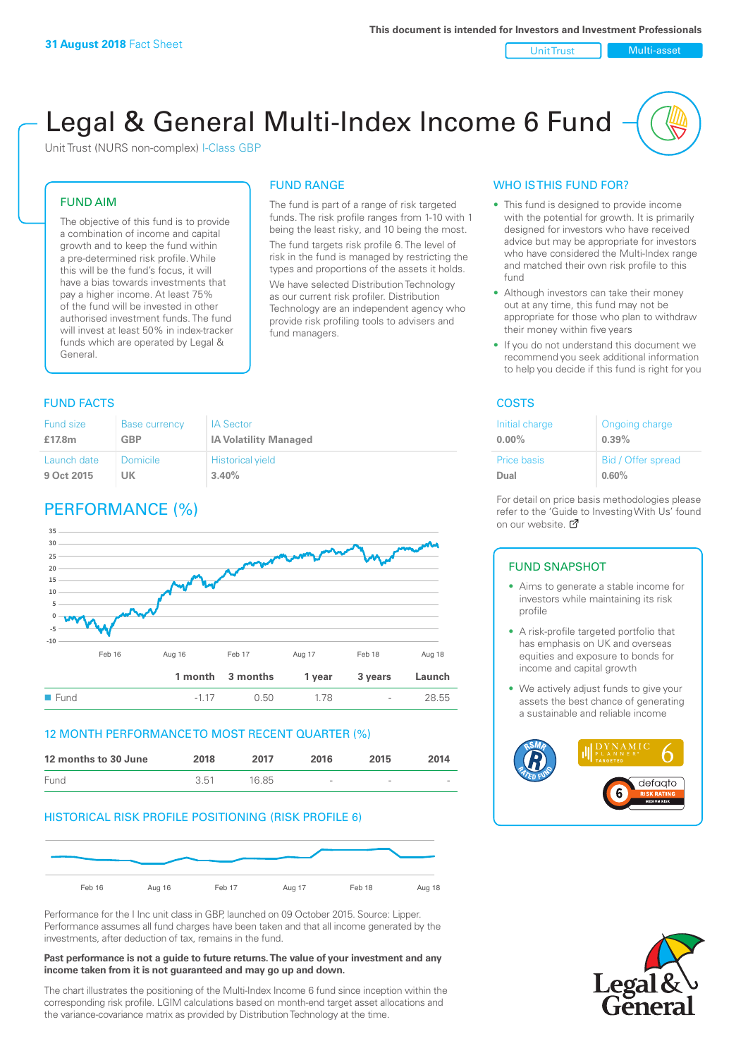**31 August 2018** Fact Sheet

This document is intended for Investors and Investment Professionals

Unit Trust | Multi-asset

# Legal & General Multi-Index Income 6 Fund

Unit Trust (NURS non-complex) I-Class GBP

## FUND AIM

The objective of this fund is to provide a combination of income and capital growth and to keep the fund within a pre-determined risk profile. While this will be the fund's focus, it will have a bias towards investments that pay a higher income. At least 75% of the fund will be invested in other authorised investment funds. The fund will invest at least 50% in index-tracker funds which are operated by Legal & General.

## FUND RANGE

The fund is part of a range of risk targeted funds. The risk profile ranges from 1-10 with 1 being the least risky, and 10 being the most.

The fund targets risk profile 6. The level of risk in the fund is managed by restricting the types and proportions of the assets it holds.

We have selected Distribution Technology as our current risk profiler. Distribution Technology are an independent agency who provide risk profiling tools to advisers and fund managers.

## WHO IS THIS FUND FOR?

- This fund is designed to provide income with the potential for growth. It is primarily designed for investors who have received advice but may be appropriate for investors who have considered the Multi-Index range and matched their own risk profile to this fund
- Although investors can take their money out at any time, this fund may not be appropriate for those who plan to withdraw their money within five years
- If you do not understand this document we recommend you seek additional information to help you decide if this fund is right for you

## FUND FACTS

| Fund size | Base currency | IA Sector |
|---|---|---|
| **£17.8m** | **GBP** | **IA Volatility Managed** |
| **Launch date** | **Domicile** | **Historical yield** |
| **9 Oct 2015** | **UK** | **3.40%** |

## COSTS

| Initial charge | Ongoing charge |
|---|---|
| **0.00%** | **0.39%** |
| **Price basis** | **Bid / Offer spread** |
| **Dual** | **0.60%** |

For detail on price basis methodologies please refer to the 'Guide to Investing With Us' found on our website.

## PERFORMANCE (%)

| | 1 month | 3 months | 1 year | 3 years | Launch |
|---|---|---|---|---|---|
| Fund | -1.17 | 0.50 | 1.78 | - | 28.55 |

## 12 MONTH PERFORMANCE TO MOST RECENT QUARTER (%)

| 12 months to 30 June | 2018 | 2017 | 2016 | 2015 | 2014 |
|---|---|---|---|---|---|
| Fund | 3.51 | 16.85 | - | - | - |

## HISTORICAL RISK PROFILE POSITIONING (RISK PROFILE 6)

Performance for the I Inc unit class in GBP, launched on 09 October 2015. Source: Lipper. Performance assumes all fund charges have been taken and that all income generated by the investments, after deduction of tax, remains in the fund.

**Past performance is not a guide to future returns. The value of your investment and any income taken from it is not guaranteed and may go up and down.**

The chart illustrates the positioning of the Multi-Index Income 6 fund since inception within the corresponding risk profile. LGIM calculations based on month-end target asset allocations and the variance-covariance matrix as provided by Distribution Technology at the time.

## FUND SNAPSHOT

- Aims to generate a stable income for investors while maintaining its risk profile
- A risk-profile targeted portfolio that has emphasis on UK and overseas equities and exposure to bonds for income and capital growth
- We actively adjust funds to give your assets the best chance of generating a sustainable and reliable income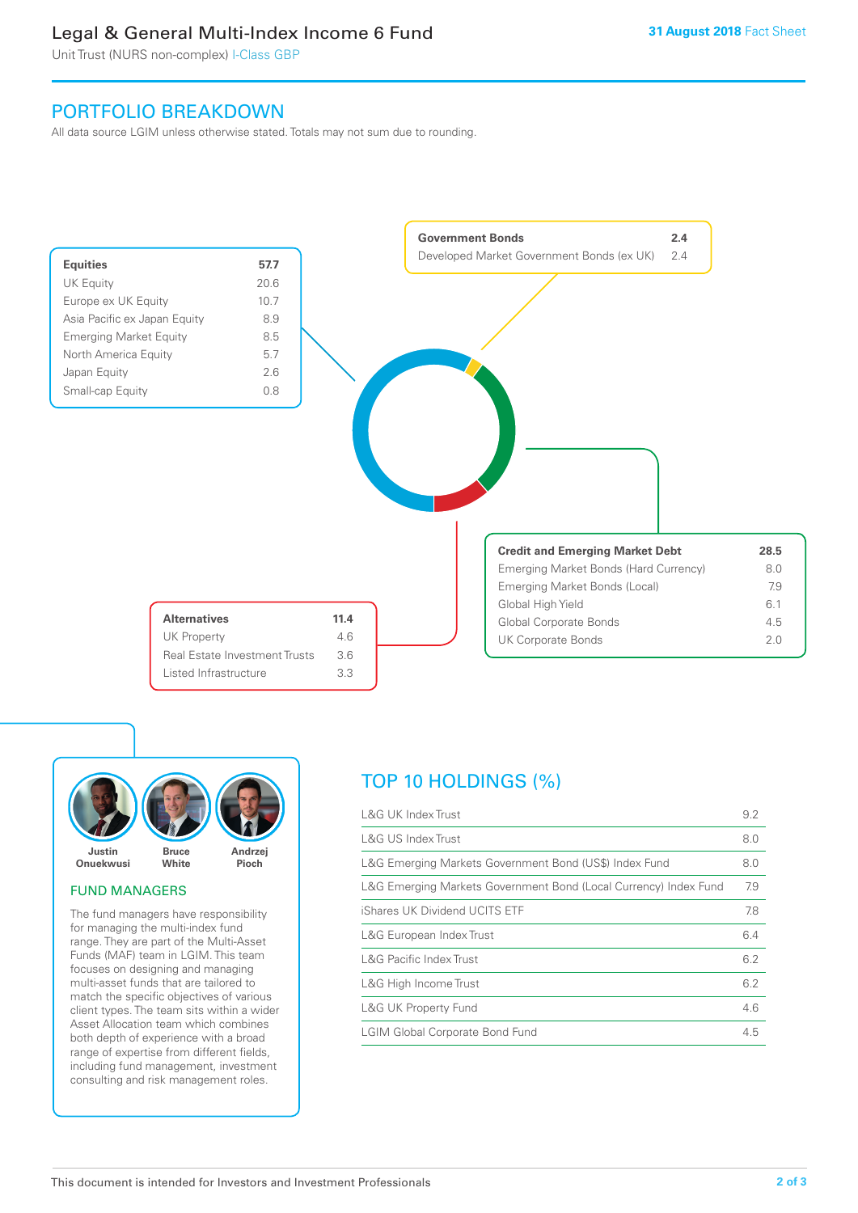# Legal & General Multi-Index Income 6 Fund

Unit Trust (NURS non-complex) I-Class GBP

31 August 2018 Fact Sheet

## PORTFOLIO BREAKDOWN

All data source LGIM unless otherwise stated. Totals may not sum due to rounding.

| **Equities** | **57.7** |
|---|---|
| UK Equity | 20.6 |
| Europe ex UK Equity | 10.7 |
| Asia Pacific ex Japan Equity | 8.9 |
| Emerging Market Equity | 8.5 |
| North America Equity | 5.7 |
| Japan Equity | 2.6 |
| Small-cap Equity | 0.8 |

| **Government Bonds** | **2.4** |
|---|---|
| Developed Market Government Bonds (ex UK) | 2.4 |

| **Credit and Emerging Market Debt** | **28.5** |
|---|---|
| Emerging Market Bonds (Hard Currency) | 8.0 |
| Emerging Market Bonds (Local) | 7.9 |
| Global High Yield | 6.1 |
| Global Corporate Bonds | 4.5 |
| UK Corporate Bonds | 2.0 |

| **Alternatives** | **11.4** |
|---|---|
| UK Property | 4.6 |
| Real Estate Investment Trusts | 3.6 |
| Listed Infrastructure | 3.3 |

## FUND MANAGERS

Justin Onuekwusi, Bruce White, Andrzej Pioch

The fund managers have responsibility for managing the multi-index fund range. They are part of the Multi-Asset Funds (MAF) team in LGIM. This team focuses on designing and managing multi-asset funds that are tailored to match the specific objectives of various client types. The team sits within a wider Asset Allocation team which combines both depth of experience with a broad range of expertise from different fields, including fund management, investment consulting and risk management roles.

## TOP 10 HOLDINGS (%)

| Holding | % |
|---|---|
| L&G UK Index Trust | 9.2 |
| L&G US Index Trust | 8.0 |
| L&G Emerging Markets Government Bond (US$) Index Fund | 8.0 |
| L&G Emerging Markets Government Bond (Local Currency) Index Fund | 7.9 |
| iShares UK Dividend UCITS ETF | 7.8 |
| L&G European Index Trust | 6.4 |
| L&G Pacific Index Trust | 6.2 |
| L&G High Income Trust | 6.2 |
| L&G UK Property Fund | 4.6 |
| LGIM Global Corporate Bond Fund | 4.5 |

This document is intended for Investors and Investment Professionals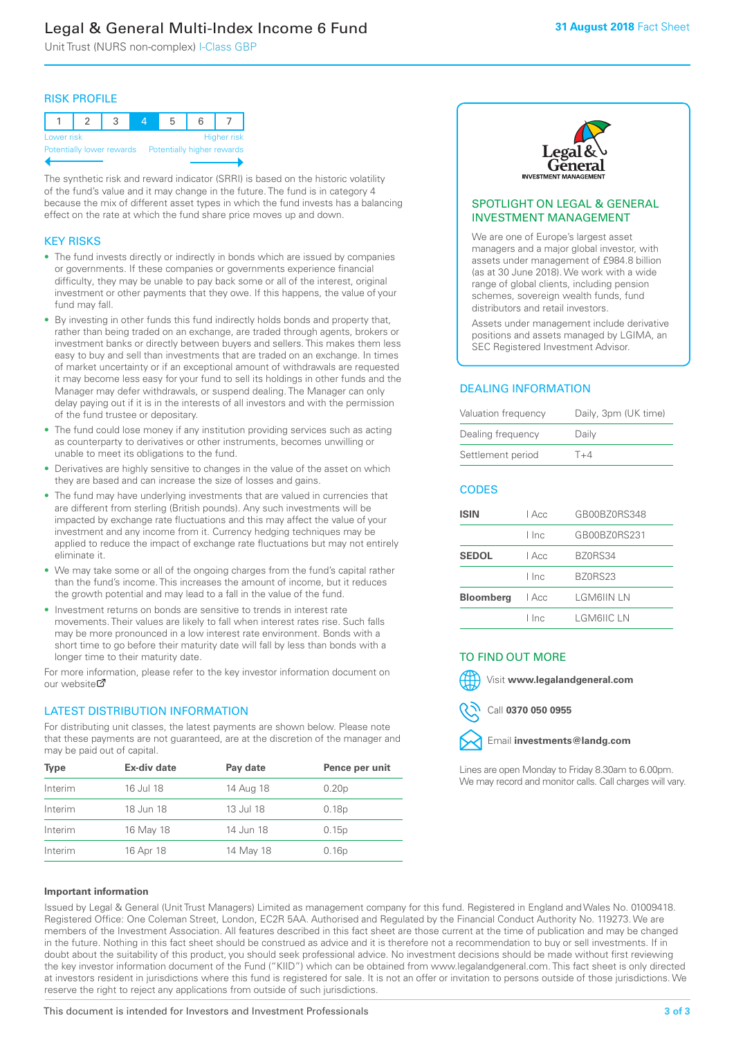# Legal & General Multi-Index Income 6 Fund

Unit Trust (NURS non-complex) I-Class GBP

**31 August 2018** Fact Sheet

## RISK PROFILE

| 1 | 2 | 3 | 4 | 5 | 6 | 7 |
|---|---|---|---|---|---|---|

Lower risk — Higher risk

Potentially lower rewards — Potentially higher rewards

The synthetic risk and reward indicator (SRRI) is based on the historic volatility of the fund's value and it may change in the future. The fund is in category 4 because the mix of different asset types in which the fund invests has a balancing effect on the rate at which the fund share price moves up and down.

## KEY RISKS

- The fund invests directly or indirectly in bonds which are issued by companies or governments. If these companies or governments experience financial difficulty, they may be unable to pay back some or all of the interest, original investment or other payments that they owe. If this happens, the value of your fund may fall.
- By investing in other funds this fund indirectly holds bonds and property that, rather than being traded on an exchange, are traded through agents, brokers or investment banks or directly between buyers and sellers. This makes them less easy to buy and sell than investments that are traded on an exchange. In times of market uncertainty or if an exceptional amount of withdrawals are requested it may become less easy for your fund to sell its holdings in other funds and the Manager may defer withdrawals, or suspend dealing. The Manager can only delay paying out if it is in the interests of all investors and with the permission of the fund trustee or depositary.
- The fund could lose money if any institution providing services such as acting as counterparty to derivatives or other instruments, becomes unwilling or unable to meet its obligations to the fund.
- Derivatives are highly sensitive to changes in the value of the asset on which they are based and can increase the size of losses and gains.
- The fund may have underlying investments that are valued in currencies that are different from sterling (British pounds). Any such investments will be impacted by exchange rate fluctuations and this may affect the value of your investment and any income from it. Currency hedging techniques may be applied to reduce the impact of exchange rate fluctuations but may not entirely eliminate it.
- We may take some or all of the ongoing charges from the fund's capital rather than the fund's income. This increases the amount of income, but it reduces the growth potential and may lead to a fall in the value of the fund.
- Investment returns on bonds are sensitive to trends in interest rate movements. Their values are likely to fall when interest rates rise. Such falls may be more pronounced in a low interest rate environment. Bonds with a short time to go before their maturity date will fall by less than bonds with a longer time to their maturity date.

For more information, please refer to the key investor information document on our website

## LATEST DISTRIBUTION INFORMATION

For distributing unit classes, the latest payments are shown below. Please note that these payments are not guaranteed, are at the discretion of the manager and may be paid out of capital.

| Type | Ex-div date | Pay date | Pence per unit |
|---|---|---|---|
| Interim | 16 Jul 18 | 14 Aug 18 | 0.20p |
| Interim | 18 Jun 18 | 13 Jul 18 | 0.18p |
| Interim | 16 May 18 | 14 Jun 18 | 0.15p |
| Interim | 16 Apr 18 | 14 May 18 | 0.16p |

## SPOTLIGHT ON LEGAL & GENERAL INVESTMENT MANAGEMENT

We are one of Europe's largest asset managers and a major global investor, with assets under management of £984.8 billion (as at 30 June 2018). We work with a wide range of global clients, including pension schemes, sovereign wealth funds, fund distributors and retail investors.

Assets under management include derivative positions and assets managed by LGIMA, an SEC Registered Investment Advisor.

## DEALING INFORMATION

| | |
|---|---|
| Valuation frequency | Daily, 3pm (UK time) |
| Dealing frequency | Daily |
| Settlement period | T+4 |

## CODES

| | | |
|---|---|---|
| **ISIN** | I Acc | GB00BZ0RS348 |
| | I Inc | GB00BZ0RS231 |
| **SEDOL** | I Acc | BZ0RS34 |
| | I Inc | BZ0RS23 |
| **Bloomberg** | I Acc | LGM6IIN LN |
| | I Inc | LGM6IIC LN |

## TO FIND OUT MORE

Visit **www.legalandgeneral.com**

Call **0370 050 0955**

Email **investments@landg.com**

Lines are open Monday to Friday 8.30am to 6.00pm. We may record and monitor calls. Call charges will vary.

### Important information

Issued by Legal & General (Unit Trust Managers) Limited as management company for this fund. Registered in England and Wales No. 01009418. Registered Office: One Coleman Street, London, EC2R 5AA. Authorised and Regulated by the Financial Conduct Authority No. 119273. We are members of the Investment Association. All features described in this fact sheet are those current at the time of publication and may be changed in the future. Nothing in this fact sheet should be construed as advice and it is therefore not a recommendation to buy or sell investments. If in doubt about the suitability of this product, you should seek professional advice. No investment decisions should be made without first reviewing the key investor information document of the Fund ("KIID") which can be obtained from www.legalandgeneral.com. This fact sheet is only directed at investors resident in jurisdictions where this fund is registered for sale. It is not an offer or invitation to persons outside of those jurisdictions. We reserve the right to reject any applications from outside of such jurisdictions.

This document is intended for Investors and Investment Professionals